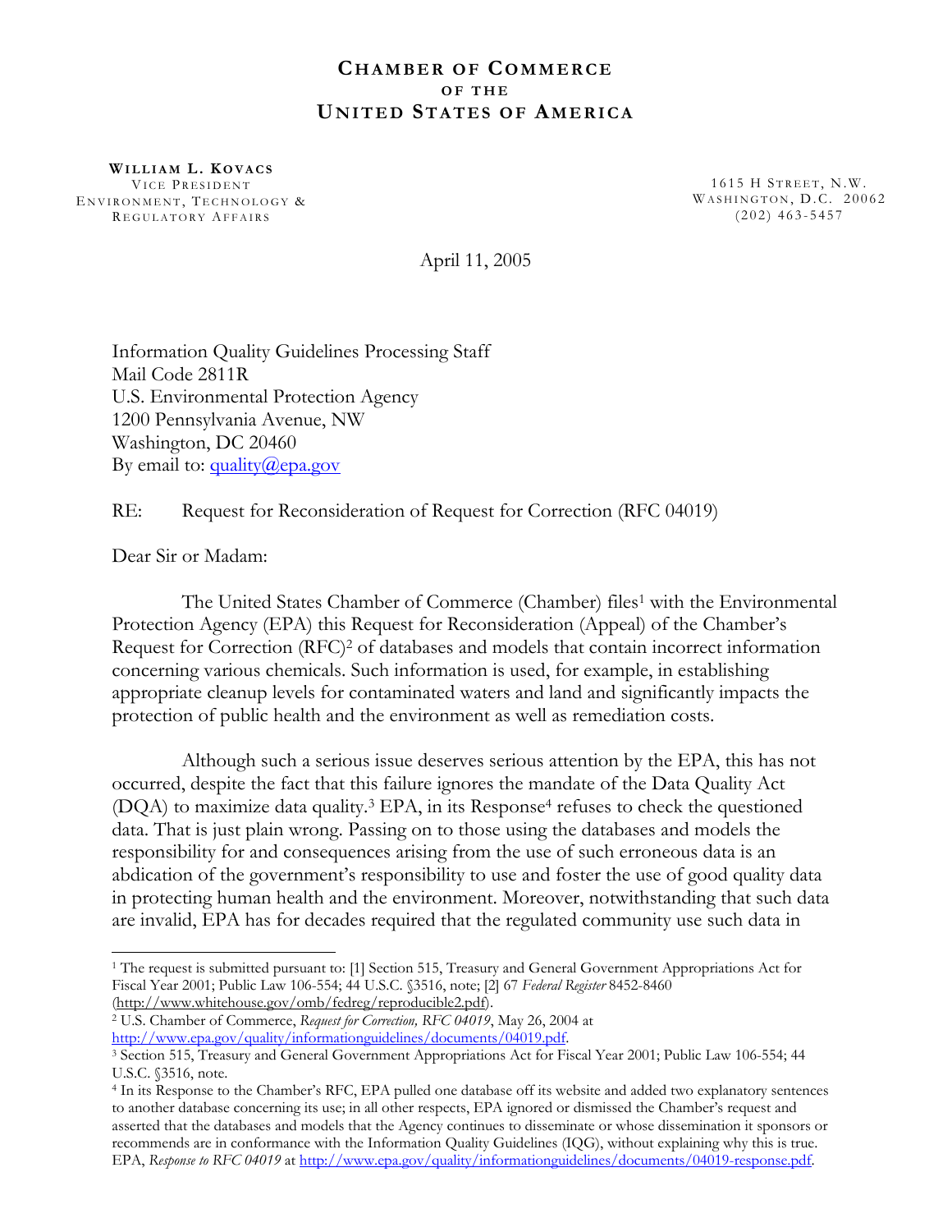# Chamber of Commerce of the United States of America

**William L. Kovacs**
Vice President
Environment, Technology &
Regulatory Affairs

1615 H Street, N.W.
Washington, D.C. 20062
(202) 463-5457

April 11, 2005

Information Quality Guidelines Processing Staff
Mail Code 2811R
U.S. Environmental Protection Agency
1200 Pennsylvania Avenue, NW
Washington, DC 20460
By email to: quality@epa.gov

RE: Request for Reconsideration of Request for Correction (RFC 04019)

Dear Sir or Madam:

The United States Chamber of Commerce (Chamber) files[1] with the Environmental Protection Agency (EPA) this Request for Reconsideration (Appeal) of the Chamber's Request for Correction (RFC)[2] of databases and models that contain incorrect information concerning various chemicals. Such information is used, for example, in establishing appropriate cleanup levels for contaminated waters and land and significantly impacts the protection of public health and the environment as well as remediation costs.

Although such a serious issue deserves serious attention by the EPA, this has not occurred, despite the fact that this failure ignores the mandate of the Data Quality Act (DQA) to maximize data quality.[3] EPA, in its Response[4] refuses to check the questioned data. That is just plain wrong. Passing on to those using the databases and models the responsibility for and consequences arising from the use of such erroneous data is an abdication of the government's responsibility to use and foster the use of good quality data in protecting human health and the environment. Moreover, notwithstanding that such data are invalid, EPA has for decades required that the regulated community use such data in

---

[1] The request is submitted pursuant to: [1] Section 515, Treasury and General Government Appropriations Act for Fiscal Year 2001; Public Law 106-554; 44 U.S.C. §3516, note; [2] 67 *Federal Register* 8452-8460 (http://www.whitehouse.gov/omb/fedreg/reproducible2.pdf).

[2] U.S. Chamber of Commerce, *Request for Correction, RFC 04019*, May 26, 2004 at http://www.epa.gov/quality/informationguidelines/documents/04019.pdf.

[3] Section 515, Treasury and General Government Appropriations Act for Fiscal Year 2001; Public Law 106-554; 44 U.S.C. §3516, note.

[4] In its Response to the Chamber's RFC, EPA pulled one database off its website and added two explanatory sentences to another database concerning its use; in all other respects, EPA ignored or dismissed the Chamber's request and asserted that the databases and models that the Agency continues to disseminate or whose dissemination it sponsors or recommends are in conformance with the Information Quality Guidelines (IQG), without explaining why this is true. EPA, *Response to RFC 04019* at http://www.epa.gov/quality/informationguidelines/documents/04019-response.pdf.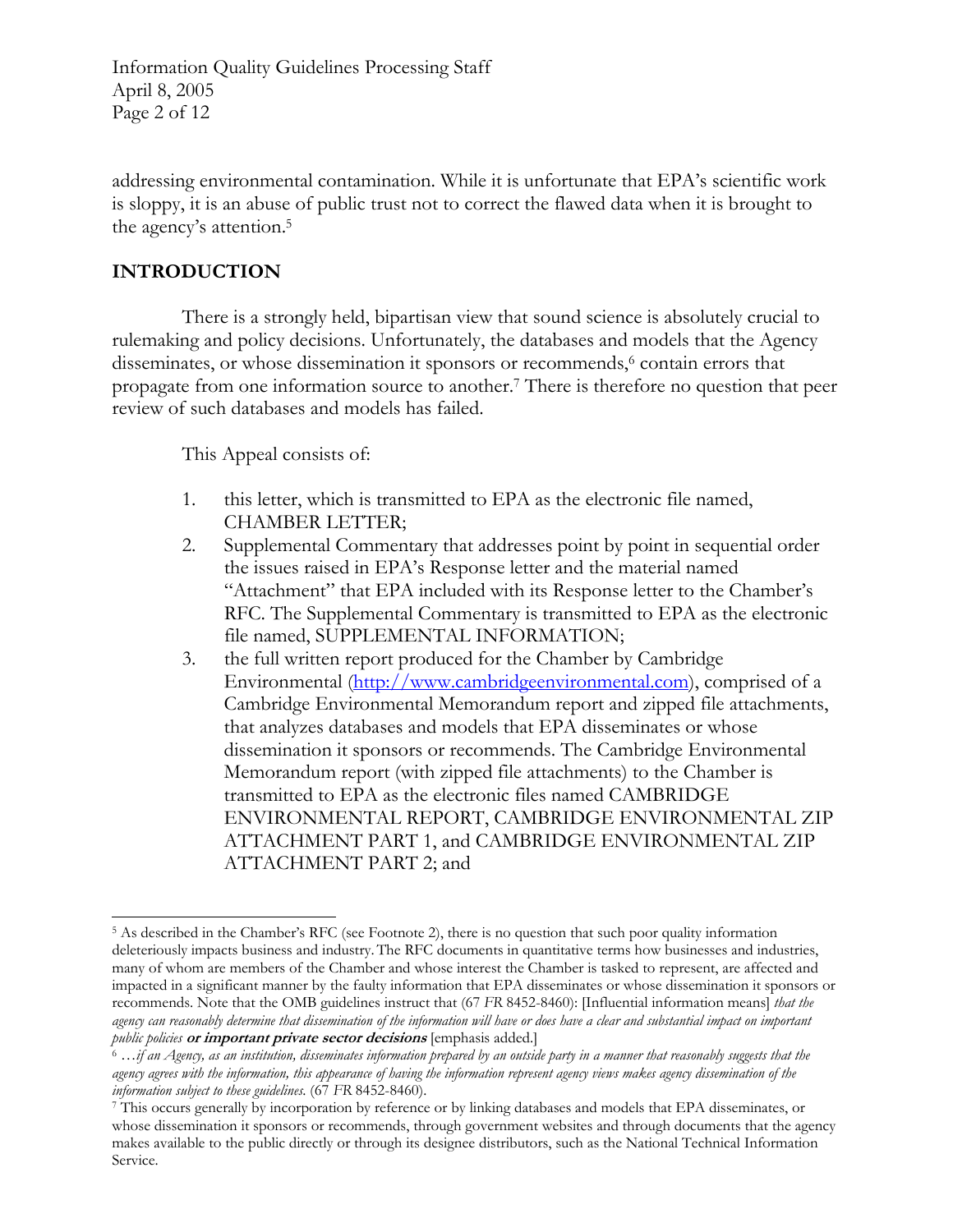addressing environmental contamination. While it is unfortunate that EPA's scientific work is sloppy, it is an abuse of public trust not to correct the flawed data when it is brought to the agency's attention.[5]

## INTRODUCTION

There is a strongly held, bipartisan view that sound science is absolutely crucial to rulemaking and policy decisions. Unfortunately, the databases and models that the Agency disseminates, or whose dissemination it sponsors or recommends,[6] contain errors that propagate from one information source to another.[7] There is therefore no question that peer review of such databases and models has failed.

This Appeal consists of:

1. this letter, which is transmitted to EPA as the electronic file named, CHAMBER LETTER;
2. Supplemental Commentary that addresses point by point in sequential order the issues raised in EPA's Response letter and the material named "Attachment" that EPA included with its Response letter to the Chamber's RFC. The Supplemental Commentary is transmitted to EPA as the electronic file named, SUPPLEMENTAL INFORMATION;
3. the full written report produced for the Chamber by Cambridge Environmental (http://www.cambridgeenvironmental.com), comprised of a Cambridge Environmental Memorandum report and zipped file attachments, that analyzes databases and models that EPA disseminates or whose dissemination it sponsors or recommends. The Cambridge Environmental Memorandum report (with zipped file attachments) to the Chamber is transmitted to EPA as the electronic files named CAMBRIDGE ENVIRONMENTAL REPORT, CAMBRIDGE ENVIRONMENTAL ZIP ATTACHMENT PART 1, and CAMBRIDGE ENVIRONMENTAL ZIP ATTACHMENT PART 2; and

---

[5] As described in the Chamber's RFC (see Footnote 2), there is no question that such poor quality information deleteriously impacts business and industry. The RFC documents in quantitative terms how businesses and industries, many of whom are members of the Chamber and whose interest the Chamber is tasked to represent, are affected and impacted in a significant manner by the faulty information that EPA disseminates or whose dissemination it sponsors or recommends. Note that the OMB guidelines instruct that (67 *FR* 8452-8460): [Influential information means] *that the agency can reasonably determine that dissemination of the information will have or does have a clear and substantial impact on important public policies* ***or important private sector decisions*** [emphasis added.]

[6] *…if an Agency, as an institution, disseminates information prepared by an outside party in a manner that reasonably suggests that the agency agrees with the information, this appearance of having the information represent agency views makes agency dissemination of the information subject to these guidelines.* (67 *FR* 8452-8460).

[7] This occurs generally by incorporation by reference or by linking databases and models that EPA disseminates, or whose dissemination it sponsors or recommends, through government websites and through documents that the agency makes available to the public directly or through its designee distributors, such as the National Technical Information Service.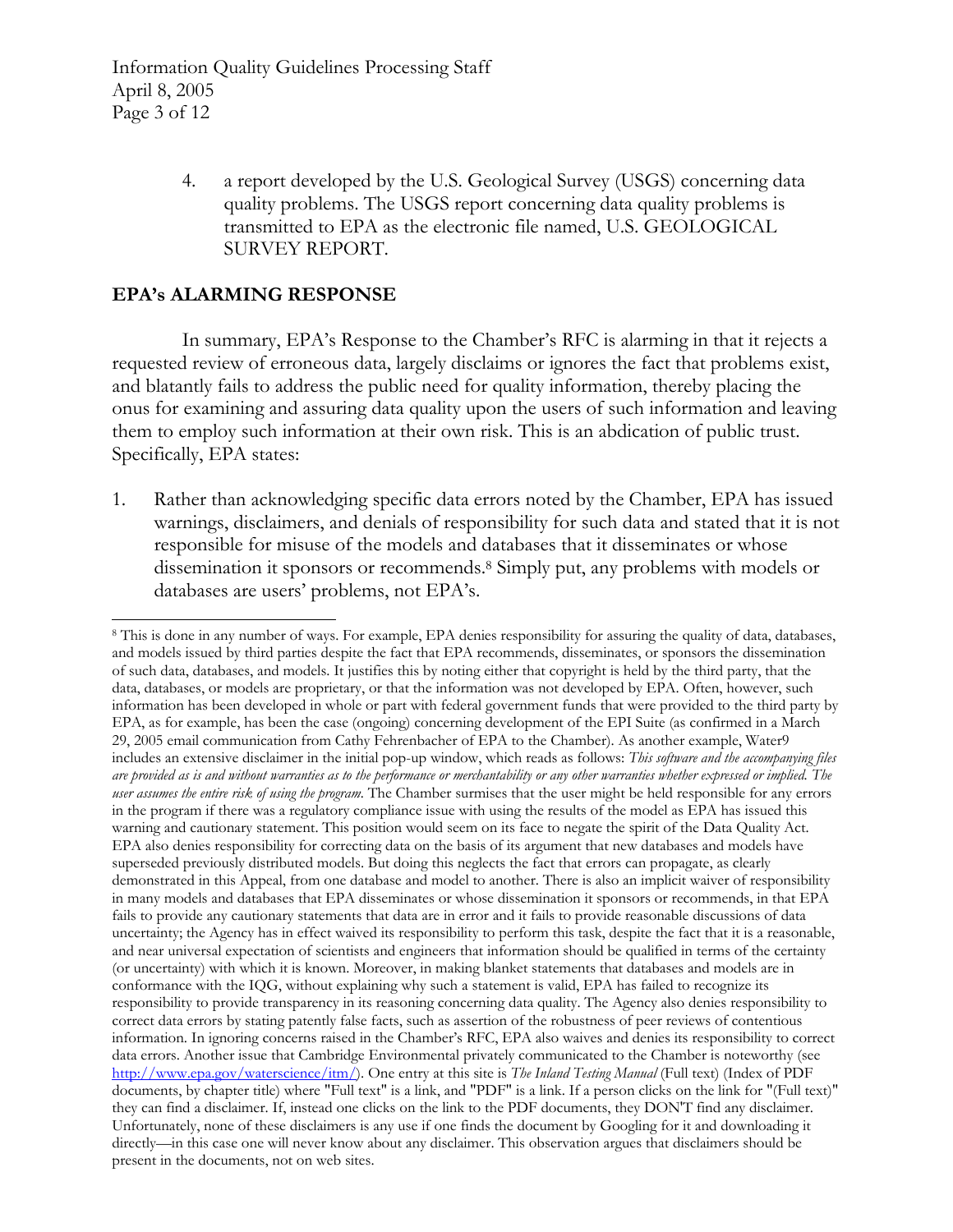4. a report developed by the U.S. Geological Survey (USGS) concerning data quality problems. The USGS report concerning data quality problems is transmitted to EPA as the electronic file named, U.S. GEOLOGICAL SURVEY REPORT.

## EPA's ALARMING RESPONSE

In summary, EPA's Response to the Chamber's RFC is alarming in that it rejects a requested review of erroneous data, largely disclaims or ignores the fact that problems exist, and blatantly fails to address the public need for quality information, thereby placing the onus for examining and assuring data quality upon the users of such information and leaving them to employ such information at their own risk. This is an abdication of public trust. Specifically, EPA states:

1. Rather than acknowledging specific data errors noted by the Chamber, EPA has issued warnings, disclaimers, and denials of responsibility for such data and stated that it is not responsible for misuse of the models and databases that it disseminates or whose dissemination it sponsors or recommends.[8] Simply put, any problems with models or databases are users' problems, not EPA's.

---

[8] This is done in any number of ways. For example, EPA denies responsibility for assuring the quality of data, databases, and models issued by third parties despite the fact that EPA recommends, disseminates, or sponsors the dissemination of such data, databases, and models. It justifies this by noting either that copyright is held by the third party, that the data, databases, or models are proprietary, or that the information was not developed by EPA. Often, however, such information has been developed in whole or part with federal government funds that were provided to the third party by EPA, as for example, has been the case (ongoing) concerning development of the EPI Suite (as confirmed in a March 29, 2005 email communication from Cathy Fehrenbacher of EPA to the Chamber). As another example, Water9 includes an extensive disclaimer in the initial pop-up window, which reads as follows: *This software and the accompanying files are provided as is and without warranties as to the performance or merchantability or any other warranties whether expressed or implied. The user assumes the entire risk of using the program.* The Chamber surmises that the user might be held responsible for any errors in the program if there was a regulatory compliance issue with using the results of the model as EPA has issued this warning and cautionary statement. This position would seem on its face to negate the spirit of the Data Quality Act. EPA also denies responsibility for correcting data on the basis of its argument that new databases and models have superseded previously distributed models. But doing this neglects the fact that errors can propagate, as clearly demonstrated in this Appeal, from one database and model to another. There is also an implicit waiver of responsibility in many models and databases that EPA disseminates or whose dissemination it sponsors or recommends, in that EPA fails to provide any cautionary statements that data are in error and it fails to provide reasonable discussions of data uncertainty; the Agency has in effect waived its responsibility to perform this task, despite the fact that it is a reasonable, and near universal expectation of scientists and engineers that information should be qualified in terms of the certainty (or uncertainty) with which it is known. Moreover, in making blanket statements that databases and models are in conformance with the IQG, without explaining why such a statement is valid, EPA has failed to recognize its responsibility to provide transparency in its reasoning concerning data quality. The Agency also denies responsibility to correct data errors by stating patently false facts, such as assertion of the robustness of peer reviews of contentious information. In ignoring concerns raised in the Chamber's RFC, EPA also waives and denies its responsibility to correct data errors. Another issue that Cambridge Environmental privately communicated to the Chamber is noteworthy (see http://www.epa.gov/waterscience/itm/). One entry at this site is *The Inland Testing Manual* (Full text) (Index of PDF documents, by chapter title) where "Full text" is a link, and "PDF" is a link. If a person clicks on the link for "(Full text)" they can find a disclaimer. If, instead one clicks on the link to the PDF documents, they DON'T find any disclaimer. Unfortunately, none of these disclaimers is any use if one finds the document by Googling for it and downloading it directly—in this case one will never know about any disclaimer. This observation argues that disclaimers should be present in the documents, not on web sites.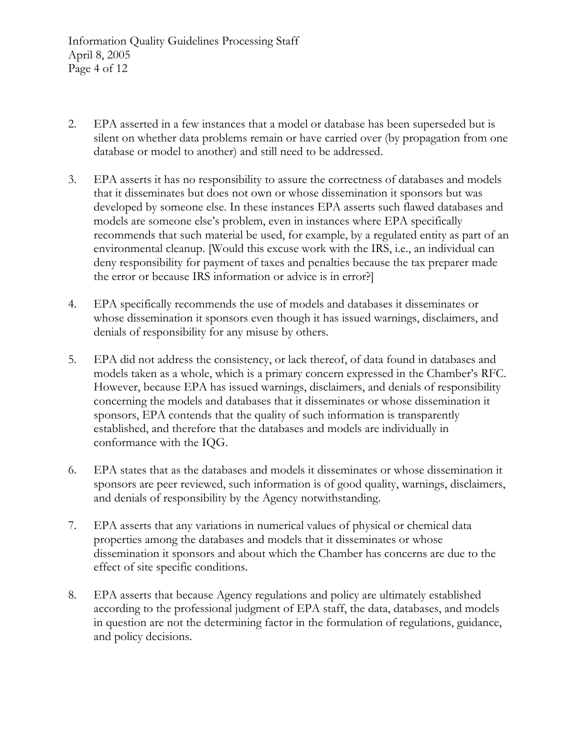2. EPA asserted in a few instances that a model or database has been superseded but is silent on whether data problems remain or have carried over (by propagation from one database or model to another) and still need to be addressed.

3. EPA asserts it has no responsibility to assure the correctness of databases and models that it disseminates but does not own or whose dissemination it sponsors but was developed by someone else. In these instances EPA asserts such flawed databases and models are someone else's problem, even in instances where EPA specifically recommends that such material be used, for example, by a regulated entity as part of an environmental cleanup. [Would this excuse work with the IRS, i.e., an individual can deny responsibility for payment of taxes and penalties because the tax preparer made the error or because IRS information or advice is in error?]

4. EPA specifically recommends the use of models and databases it disseminates or whose dissemination it sponsors even though it has issued warnings, disclaimers, and denials of responsibility for any misuse by others.

5. EPA did not address the consistency, or lack thereof, of data found in databases and models taken as a whole, which is a primary concern expressed in the Chamber's RFC. However, because EPA has issued warnings, disclaimers, and denials of responsibility concerning the models and databases that it disseminates or whose dissemination it sponsors, EPA contends that the quality of such information is transparently established, and therefore that the databases and models are individually in conformance with the IQG.

6. EPA states that as the databases and models it disseminates or whose dissemination it sponsors are peer reviewed, such information is of good quality, warnings, disclaimers, and denials of responsibility by the Agency notwithstanding.

7. EPA asserts that any variations in numerical values of physical or chemical data properties among the databases and models that it disseminates or whose dissemination it sponsors and about which the Chamber has concerns are due to the effect of site specific conditions.

8. EPA asserts that because Agency regulations and policy are ultimately established according to the professional judgment of EPA staff, the data, databases, and models in question are not the determining factor in the formulation of regulations, guidance, and policy decisions.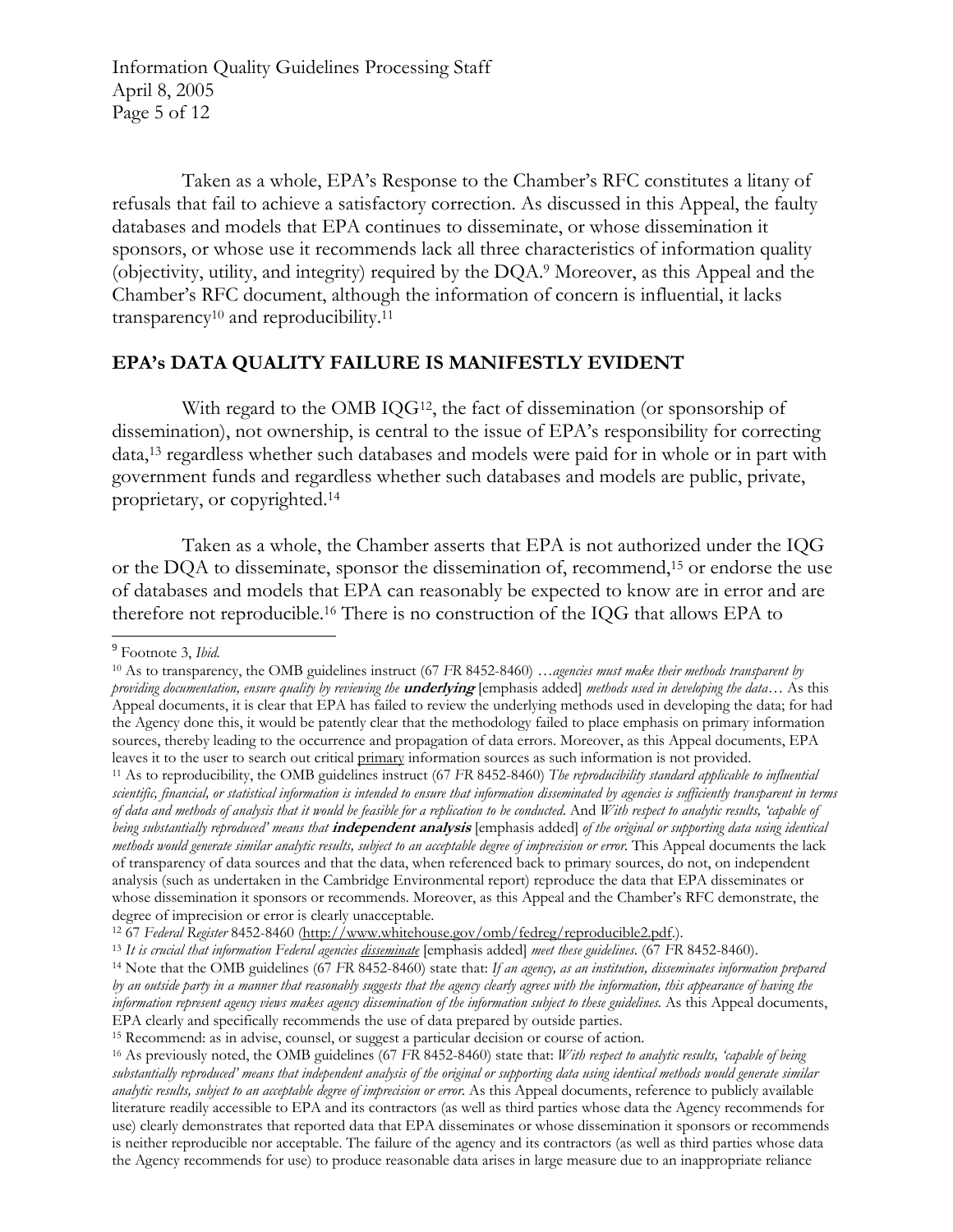Taken as a whole, EPA's Response to the Chamber's RFC constitutes a litany of refusals that fail to achieve a satisfactory correction. As discussed in this Appeal, the faulty databases and models that EPA continues to disseminate, or whose dissemination it sponsors, or whose use it recommends lack all three characteristics of information quality (objectivity, utility, and integrity) required by the DQA.[9] Moreover, as this Appeal and the Chamber's RFC document, although the information of concern is influential, it lacks transparency[10] and reproducibility.[11]

## EPA's DATA QUALITY FAILURE IS MANIFESTLY EVIDENT

With regard to the OMB IQG[12], the fact of dissemination (or sponsorship of dissemination), not ownership, is central to the issue of EPA's responsibility for correcting data,[13] regardless whether such databases and models were paid for in whole or in part with government funds and regardless whether such databases and models are public, private, proprietary, or copyrighted.[14]

Taken as a whole, the Chamber asserts that EPA is not authorized under the IQG or the DQA to disseminate, sponsor the dissemination of, recommend,[15] or endorse the use of databases and models that EPA can reasonably be expected to know are in error and are therefore not reproducible.[16] There is no construction of the IQG that allows EPA to

---

[9] Footnote 3, *Ibid.*

[10] As to transparency, the OMB guidelines instruct (67 *FR* 8452-8460) …*agencies must make their methods transparent by providing documentation, ensure quality by reviewing the* ***underlying*** [emphasis added] *methods used in developing the data*… As this Appeal documents, it is clear that EPA has failed to review the underlying methods used in developing the data; for had the Agency done this, it would be patently clear that the methodology failed to place emphasis on primary information sources, thereby leading to the occurrence and propagation of data errors. Moreover, as this Appeal documents, EPA leaves it to the user to search out critical <u>primary</u> information sources as such information is not provided.

[11] As to reproducibility, the OMB guidelines instruct (67 *FR* 8452-8460) *The reproducibility standard applicable to influential scientific, financial, or statistical information is intended to ensure that information disseminated by agencies is sufficiently transparent in terms of data and methods of analysis that it would be feasible for a replication to be conducted.* And *With respect to analytic results, 'capable of being substantially reproduced' means that* ***independent analysis*** [emphasis added] *of the original or supporting data using identical methods would generate similar analytic results, subject to an acceptable degree of imprecision or error.* This Appeal documents the lack of transparency of data sources and that the data, when referenced back to primary sources, do not, on independent analysis (such as undertaken in the Cambridge Environmental report) reproduce the data that EPA disseminates or whose dissemination it sponsors or recommends. Moreover, as this Appeal and the Chamber's RFC demonstrate, the degree of imprecision or error is clearly unacceptable.

[12] 67 *Federal Register* 8452-8460 (http://www.whitehouse.gov/omb/fedreg/reproducible2.pdf.).

[13] *It is crucial that information Federal agencies <u>disseminate</u>* [emphasis added] *meet these guidelines.* (67 *FR* 8452-8460).

[14] Note that the OMB guidelines (67 *FR* 8452-8460) state that: *If an agency, as an institution, disseminates information prepared by an outside party in a manner that reasonably suggests that the agency clearly agrees with the information, this appearance of having the information represent agency views makes agency dissemination of the information subject to these guidelines.* As this Appeal documents, EPA clearly and specifically recommends the use of data prepared by outside parties.

[15] Recommend: as in advise, counsel, or suggest a particular decision or course of action.

[16] As previously noted, the OMB guidelines (67 *FR* 8452-8460) state that: *With respect to analytic results, 'capable of being substantially reproduced' means that independent analysis of the original or supporting data using identical methods would generate similar analytic results, subject to an acceptable degree of imprecision or error.* As this Appeal documents, reference to publicly available literature readily accessible to EPA and its contractors (as well as third parties whose data the Agency recommends for use) clearly demonstrates that reported data that EPA disseminates or whose dissemination it sponsors or recommends is neither reproducible nor acceptable. The failure of the agency and its contractors (as well as third parties whose data the Agency recommends for use) to produce reasonable data arises in large measure due to an inappropriate reliance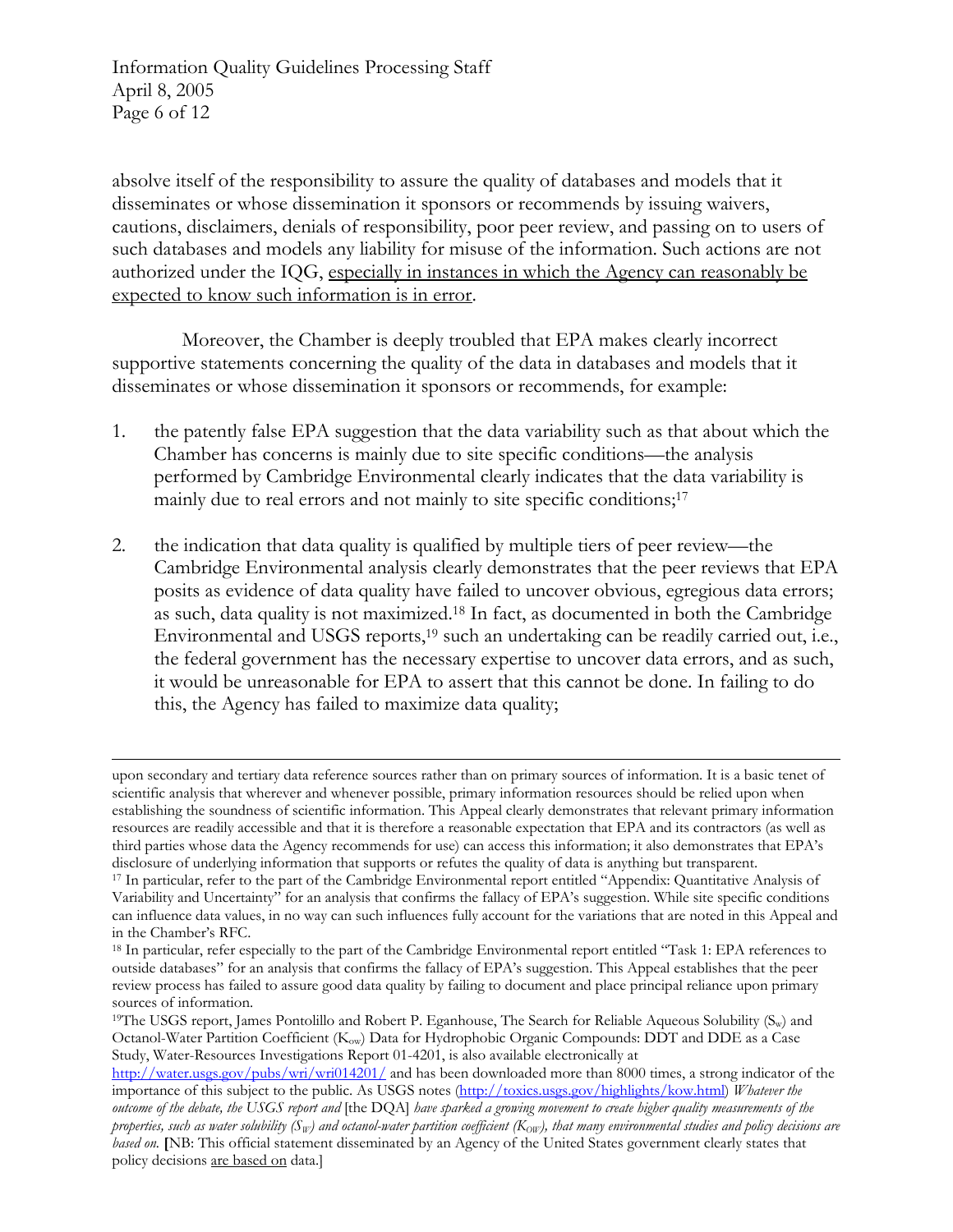absolve itself of the responsibility to assure the quality of databases and models that it disseminates or whose dissemination it sponsors or recommends by issuing waivers, cautions, disclaimers, denials of responsibility, poor peer review, and passing on to users of such databases and models any liability for misuse of the information. Such actions are not authorized under the IQG, <u>especially in instances in which the Agency can reasonably be expected to know such information is in error</u>.

Moreover, the Chamber is deeply troubled that EPA makes clearly incorrect supportive statements concerning the quality of the data in databases and models that it disseminates or whose dissemination it sponsors or recommends, for example:

1. the patently false EPA suggestion that the data variability such as that about which the Chamber has concerns is mainly due to site specific conditions—the analysis performed by Cambridge Environmental clearly indicates that the data variability is mainly due to real errors and not mainly to site specific conditions;[17]

2. the indication that data quality is qualified by multiple tiers of peer review—the Cambridge Environmental analysis clearly demonstrates that the peer reviews that EPA posits as evidence of data quality have failed to uncover obvious, egregious data errors; as such, data quality is not maximized.[18] In fact, as documented in both the Cambridge Environmental and USGS reports,[19] such an undertaking can be readily carried out, i.e., the federal government has the necessary expertise to uncover data errors, and as such, it would be unreasonable for EPA to assert that this cannot be done. In failing to do this, the Agency has failed to maximize data quality;

---

upon secondary and tertiary data reference sources rather than on primary sources of information. It is a basic tenet of scientific analysis that wherever and whenever possible, primary information resources should be relied upon when establishing the soundness of scientific information. This Appeal clearly demonstrates that relevant primary information resources are readily accessible and that it is therefore a reasonable expectation that EPA and its contractors (as well as third parties whose data the Agency recommends for use) can access this information; it also demonstrates that EPA's disclosure of underlying information that supports or refutes the quality of data is anything but transparent.

[17] In particular, refer to the part of the Cambridge Environmental report entitled "Appendix: Quantitative Analysis of Variability and Uncertainty" for an analysis that confirms the fallacy of EPA's suggestion. While site specific conditions can influence data values, in no way can such influences fully account for the variations that are noted in this Appeal and in the Chamber's RFC.

[18] In particular, refer especially to the part of the Cambridge Environmental report entitled "Task 1: EPA references to outside databases" for an analysis that confirms the fallacy of EPA's suggestion. This Appeal establishes that the peer review process has failed to assure good data quality by failing to document and place principal reliance upon primary sources of information.

[19] The USGS report, James Pontolillo and Robert P. Eganhouse, The Search for Reliable Aqueous Solubility ($S_w$) and Octanol-Water Partition Coefficient ($K_{ow}$) Data for Hydrophobic Organic Compounds: DDT and DDE as a Case Study, Water-Resources Investigations Report 01-4201, is also available electronically at http://water.usgs.gov/pubs/wri/wri014201/ and has been downloaded more than 8000 times, a strong indicator of the importance of this subject to the public. As USGS notes (http://toxics.usgs.gov/highlights/kow.html) *Whatever the outcome of the debate, the USGS report and* [the DQA] *have sparked a growing movement to create higher quality measurements of the properties, such as water solubility ($S_W$) and octanol-water partition coefficient ($K_{OW}$), that many environmental studies and policy decisions are based on.* **[**NB: This official statement disseminated by an Agency of the United States government clearly states that policy decisions <u>are based on</u> data.]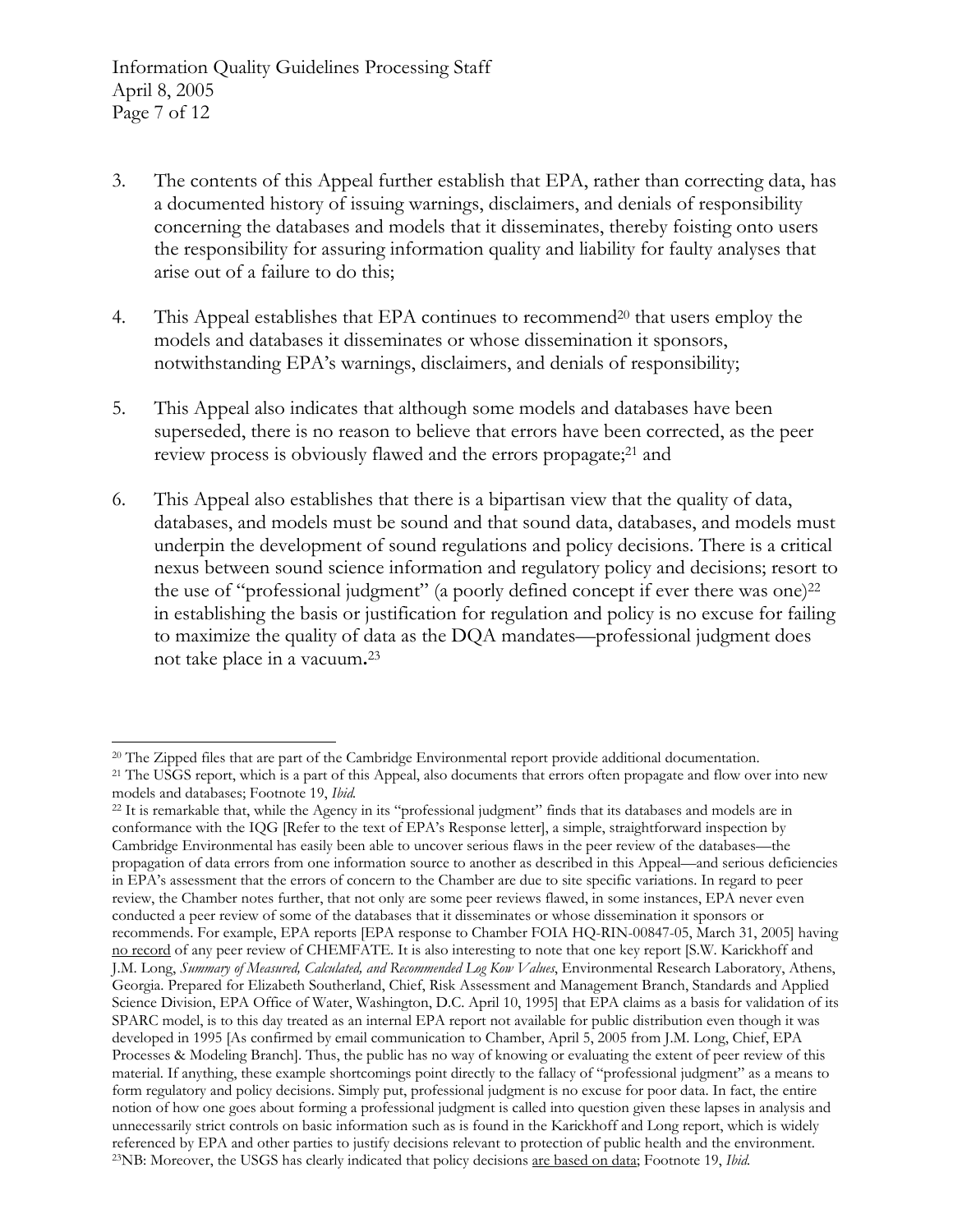3. The contents of this Appeal further establish that EPA, rather than correcting data, has a documented history of issuing warnings, disclaimers, and denials of responsibility concerning the databases and models that it disseminates, thereby foisting onto users the responsibility for assuring information quality and liability for faulty analyses that arise out of a failure to do this;

4. This Appeal establishes that EPA continues to recommend[20] that users employ the models and databases it disseminates or whose dissemination it sponsors, notwithstanding EPA's warnings, disclaimers, and denials of responsibility;

5. This Appeal also indicates that although some models and databases have been superseded, there is no reason to believe that errors have been corrected, as the peer review process is obviously flawed and the errors propagate;[21] and

6. This Appeal also establishes that there is a bipartisan view that the quality of data, databases, and models must be sound and that sound data, databases, and models must underpin the development of sound regulations and policy decisions. There is a critical nexus between sound science information and regulatory policy and decisions; resort to the use of "professional judgment" (a poorly defined concept if ever there was one)[22] in establishing the basis or justification for regulation and policy is no excuse for failing to maximize the quality of data as the DQA mandates—professional judgment does not take place in a vacuum**.**[23]

---

[20] The Zipped files that are part of the Cambridge Environmental report provide additional documentation.

[21] The USGS report, which is a part of this Appeal, also documents that errors often propagate and flow over into new models and databases; Footnote 19, *Ibid.*

[22] It is remarkable that, while the Agency in its "professional judgment" finds that its databases and models are in conformance with the IQG [Refer to the text of EPA's Response letter], a simple, straightforward inspection by Cambridge Environmental has easily been able to uncover serious flaws in the peer review of the databases—the propagation of data errors from one information source to another as described in this Appeal—and serious deficiencies in EPA's assessment that the errors of concern to the Chamber are due to site specific variations. In regard to peer review, the Chamber notes further, that not only are some peer reviews flawed, in some instances, EPA never even conducted a peer review of some of the databases that it disseminates or whose dissemination it sponsors or recommends. For example, EPA reports [EPA response to Chamber FOIA HQ-RIN-00847-05, March 31, 2005] having <u>no record</u> of any peer review of CHEMFATE. It is also interesting to note that one key report [S.W. Karickhoff and J.M. Long, *Summary of Measured, Calculated, and Recommended Log Kow Values*, Environmental Research Laboratory, Athens, Georgia. Prepared for Elizabeth Southerland, Chief, Risk Assessment and Management Branch, Standards and Applied Science Division, EPA Office of Water, Washington, D.C. April 10, 1995] that EPA claims as a basis for validation of its SPARC model, is to this day treated as an internal EPA report not available for public distribution even though it was developed in 1995 [As confirmed by email communication to Chamber, April 5, 2005 from J.M. Long, Chief, EPA Processes & Modeling Branch]. Thus, the public has no way of knowing or evaluating the extent of peer review of this material. If anything, these example shortcomings point directly to the fallacy of "professional judgment" as a means to form regulatory and policy decisions. Simply put, professional judgment is no excuse for poor data. In fact, the entire notion of how one goes about forming a professional judgment is called into question given these lapses in analysis and unnecessarily strict controls on basic information such as is found in the Karickhoff and Long report, which is widely referenced by EPA and other parties to justify decisions relevant to protection of public health and the environment.

[23] NB: Moreover, the USGS has clearly indicated that policy decisions <u>are based on data</u>; Footnote 19, *Ibid.*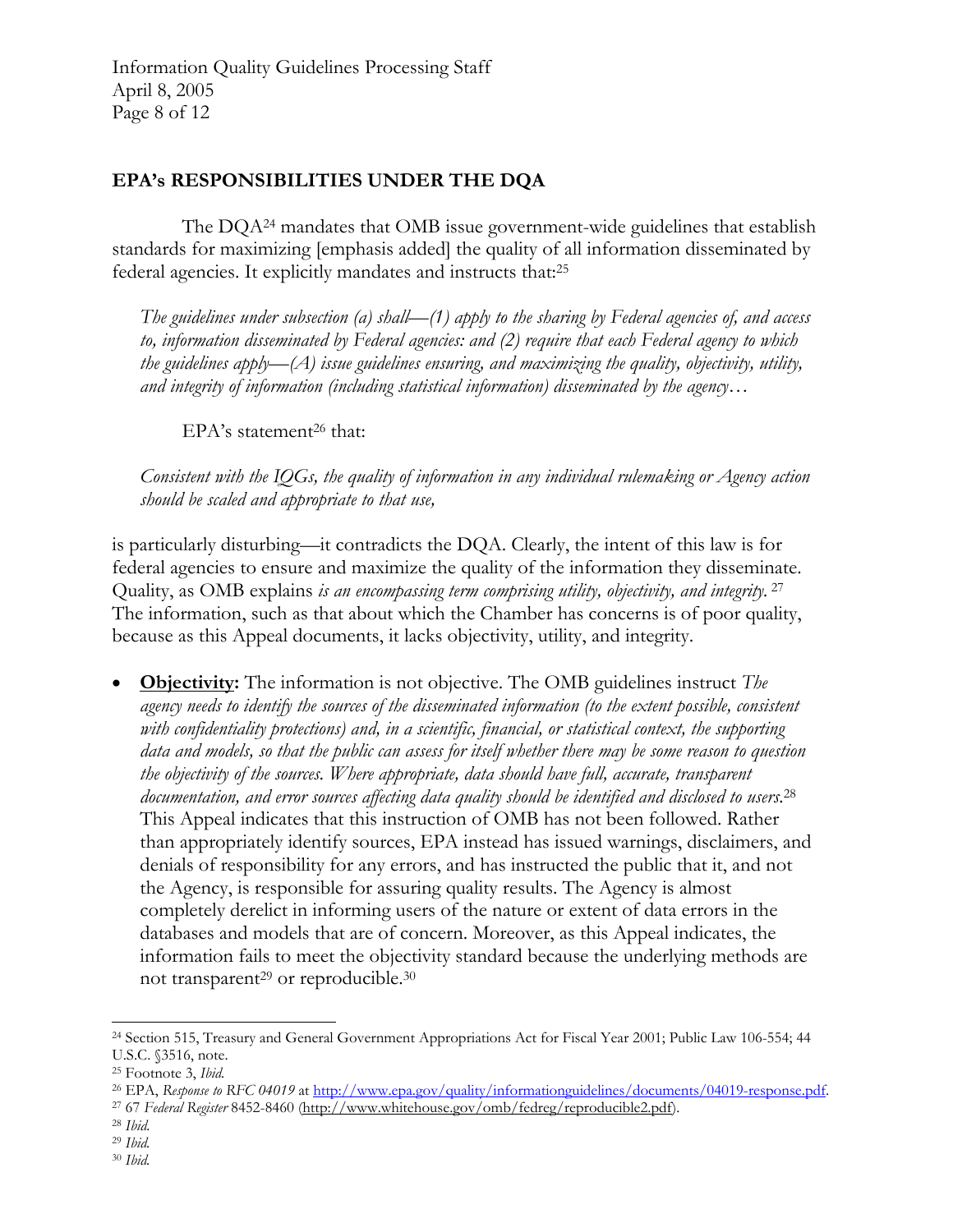## EPA's RESPONSIBILITIES UNDER THE DQA

The DQA[24] mandates that OMB issue government-wide guidelines that establish standards for maximizing [emphasis added] the quality of all information disseminated by federal agencies. It explicitly mandates and instructs that:[25]

*The guidelines under subsection (a) shall—(1) apply to the sharing by Federal agencies of, and access to, information disseminated by Federal agencies: and (2) require that each Federal agency to which the guidelines apply—(A) issue guidelines ensuring, and maximizing the quality, objectivity, utility, and integrity of information (including statistical information) disseminated by the agency…*

EPA's statement[26] that:

*Consistent with the IQGs, the quality of information in any individual rulemaking or Agency action should be scaled and appropriate to that use,*

is particularly disturbing—it contradicts the DQA. Clearly, the intent of this law is for federal agencies to ensure and maximize the quality of the information they disseminate. Quality, as OMB explains *is an encompassing term comprising utility, objectivity, and integrity.* [27] The information, such as that about which the Chamber has concerns is of poor quality, because as this Appeal documents, it lacks objectivity, utility, and integrity.

- **Objectivity:** The information is not objective. The OMB guidelines instruct *The agency needs to identify the sources of the disseminated information (to the extent possible, consistent with confidentiality protections) and, in a scientific, financial, or statistical context, the supporting data and models, so that the public can assess for itself whether there may be some reason to question the objectivity of the sources. Where appropriate, data should have full, accurate, transparent documentation, and error sources affecting data quality should be identified and disclosed to users.*[28] This Appeal indicates that this instruction of OMB has not been followed. Rather than appropriately identify sources, EPA instead has issued warnings, disclaimers, and denials of responsibility for any errors, and has instructed the public that it, and not the Agency, is responsible for assuring quality results. The Agency is almost completely derelict in informing users of the nature or extent of data errors in the databases and models that are of concern. Moreover, as this Appeal indicates, the information fails to meet the objectivity standard because the underlying methods are not transparent[29] or reproducible.[30]

---

[24] Section 515, Treasury and General Government Appropriations Act for Fiscal Year 2001; Public Law 106-554; 44 U.S.C. §3516, note.

[25] Footnote 3, *Ibid.*

[26] EPA, *Response to RFC 04019* at http://www.epa.gov/quality/informationguidelines/documents/04019-response.pdf.

[27] 67 *Federal Register* 8452-8460 (http://www.whitehouse.gov/omb/fedreg/reproducible2.pdf).

[28] *Ibid.*

[29] *Ibid.*

[30] *Ibid.*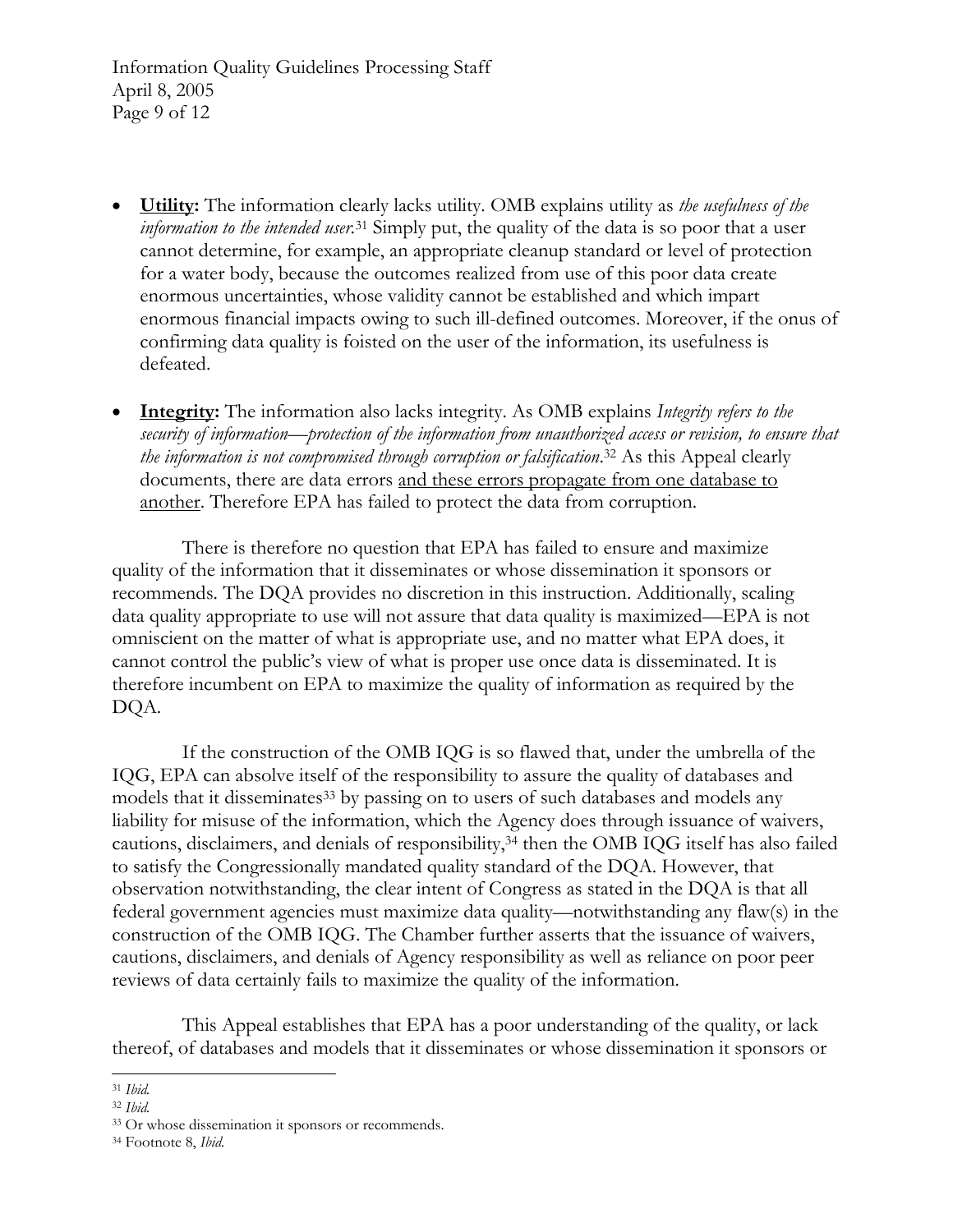- **Utility:** The information clearly lacks utility. OMB explains utility as *the usefulness of the information to the intended user*.[31] Simply put, the quality of the data is so poor that a user cannot determine, for example, an appropriate cleanup standard or level of protection for a water body, because the outcomes realized from use of this poor data create enormous uncertainties, whose validity cannot be established and which impart enormous financial impacts owing to such ill-defined outcomes. Moreover, if the onus of confirming data quality is foisted on the user of the information, its usefulness is defeated.

- **Integrity:** The information also lacks integrity. As OMB explains *Integrity refers to the security of information—protection of the information from unauthorized access or revision, to ensure that the information is not compromised through corruption or falsification*.[32] As this Appeal clearly documents, there are data errors <u>and these errors propagate from one database to another</u>. Therefore EPA has failed to protect the data from corruption.

There is therefore no question that EPA has failed to ensure and maximize quality of the information that it disseminates or whose dissemination it sponsors or recommends. The DQA provides no discretion in this instruction. Additionally, scaling data quality appropriate to use will not assure that data quality is maximized—EPA is not omniscient on the matter of what is appropriate use, and no matter what EPA does, it cannot control the public's view of what is proper use once data is disseminated. It is therefore incumbent on EPA to maximize the quality of information as required by the DQA.

If the construction of the OMB IQG is so flawed that, under the umbrella of the IQG, EPA can absolve itself of the responsibility to assure the quality of databases and models that it disseminates[33] by passing on to users of such databases and models any liability for misuse of the information, which the Agency does through issuance of waivers, cautions, disclaimers, and denials of responsibility,[34] then the OMB IQG itself has also failed to satisfy the Congressionally mandated quality standard of the DQA. However, that observation notwithstanding, the clear intent of Congress as stated in the DQA is that all federal government agencies must maximize data quality—notwithstanding any flaw(s) in the construction of the OMB IQG. The Chamber further asserts that the issuance of waivers, cautions, disclaimers, and denials of Agency responsibility as well as reliance on poor peer reviews of data certainly fails to maximize the quality of the information.

This Appeal establishes that EPA has a poor understanding of the quality, or lack thereof, of databases and models that it disseminates or whose dissemination it sponsors or

---

[31] *Ibid.*

[32] *Ibid.*

[33] Or whose dissemination it sponsors or recommends.

[34] Footnote 8, *Ibid.*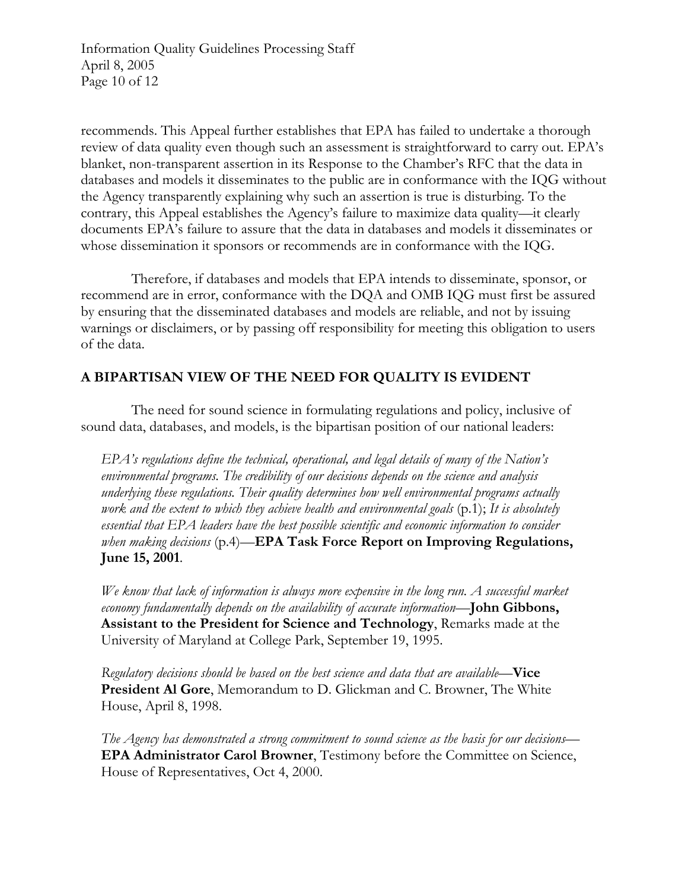recommends. This Appeal further establishes that EPA has failed to undertake a thorough review of data quality even though such an assessment is straightforward to carry out. EPA's blanket, non-transparent assertion in its Response to the Chamber's RFC that the data in databases and models it disseminates to the public are in conformance with the IQG without the Agency transparently explaining why such an assertion is true is disturbing. To the contrary, this Appeal establishes the Agency's failure to maximize data quality—it clearly documents EPA's failure to assure that the data in databases and models it disseminates or whose dissemination it sponsors or recommends are in conformance with the IQG.

Therefore, if databases and models that EPA intends to disseminate, sponsor, or recommend are in error, conformance with the DQA and OMB IQG must first be assured by ensuring that the disseminated databases and models are reliable, and not by issuing warnings or disclaimers, or by passing off responsibility for meeting this obligation to users of the data.

## A BIPARTISAN VIEW OF THE NEED FOR QUALITY IS EVIDENT

The need for sound science in formulating regulations and policy, inclusive of sound data, databases, and models, is the bipartisan position of our national leaders:

> *EPA's regulations define the technical, operational, and legal details of many of the Nation's environmental programs. The credibility of our decisions depends on the science and analysis underlying these regulations. Their quality determines how well environmental programs actually work and the extent to which they achieve health and environmental goals* (p.1); *It is absolutely essential that EPA leaders have the best possible scientific and economic information to consider when making decisions* (p.4)—**EPA Task Force Report on Improving Regulations, June 15, 2001**.
>
> *We know that lack of information is always more expensive in the long run. A successful market economy fundamentally depends on the availability of accurate information*—**John Gibbons, Assistant to the President for Science and Technology**, Remarks made at the University of Maryland at College Park, September 19, 1995.
>
> *Regulatory decisions should be based on the best science and data that are available*—**Vice President Al Gore**, Memorandum to D. Glickman and C. Browner, The White House, April 8, 1998.
>
> *The Agency has demonstrated a strong commitment to sound science as the basis for our decisions*—**EPA Administrator Carol Browner**, Testimony before the Committee on Science, House of Representatives, Oct 4, 2000.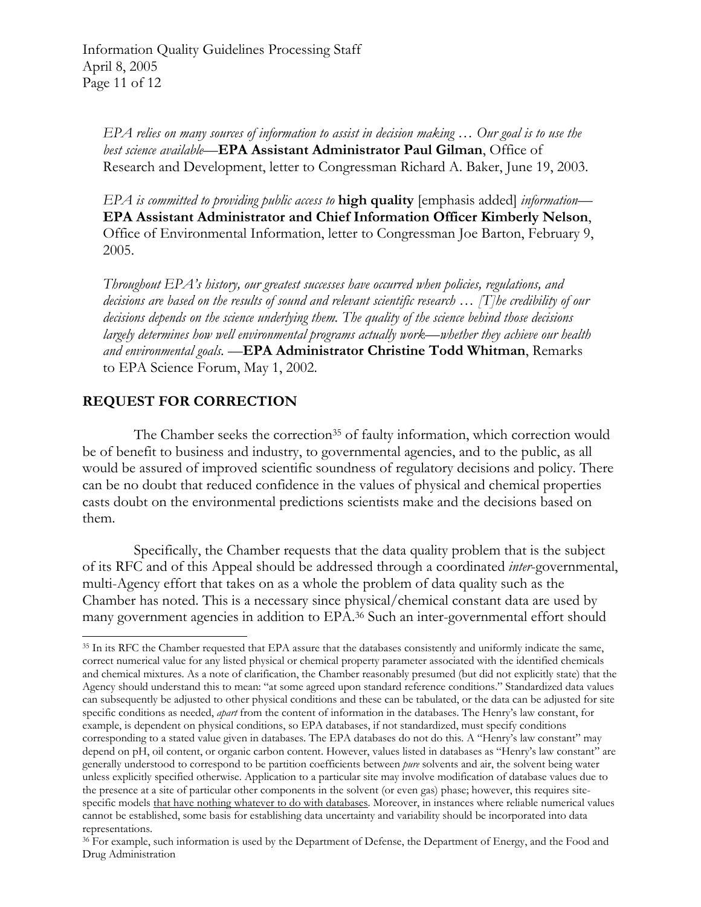*EPA relies on many sources of information to assist in decision making … Our goal is to use the best science available*—**EPA Assistant Administrator Paul Gilman**, Office of Research and Development, letter to Congressman Richard A. Baker, June 19, 2003.

*EPA is committed to providing public access to* **high quality** [emphasis added] *information*—**EPA Assistant Administrator and Chief Information Officer Kimberly Nelson**, Office of Environmental Information, letter to Congressman Joe Barton, February 9, 2005.

*Throughout EPA's history, our greatest successes have occurred when policies, regulations, and decisions are based on the results of sound and relevant scientific research … [T]he credibility of our decisions depends on the science underlying them. The quality of the science behind those decisions largely determines how well environmental programs actually work—whether they achieve our health and environmental goals.* —**EPA Administrator Christine Todd Whitman**, Remarks to EPA Science Forum, May 1, 2002.

## REQUEST FOR CORRECTION

The Chamber seeks the correction[35] of faulty information, which correction would be of benefit to business and industry, to governmental agencies, and to the public, as all would be assured of improved scientific soundness of regulatory decisions and policy. There can be no doubt that reduced confidence in the values of physical and chemical properties casts doubt on the environmental predictions scientists make and the decisions based on them.

Specifically, the Chamber requests that the data quality problem that is the subject of its RFC and of this Appeal should be addressed through a coordinated *inter*-governmental, multi-Agency effort that takes on as a whole the problem of data quality such as the Chamber has noted. This is a necessary since physical/chemical constant data are used by many government agencies in addition to EPA.[36] Such an inter-governmental effort should

---

[35] In its RFC the Chamber requested that EPA assure that the databases consistently and uniformly indicate the same, correct numerical value for any listed physical or chemical property parameter associated with the identified chemicals and chemical mixtures. As a note of clarification, the Chamber reasonably presumed (but did not explicitly state) that the Agency should understand this to mean: "at some agreed upon standard reference conditions." Standardized data values can subsequently be adjusted to other physical conditions and these can be tabulated, or the data can be adjusted for site specific conditions as needed, *apart* from the content of information in the databases. The Henry's law constant, for example, is dependent on physical conditions, so EPA databases, if not standardized, must specify conditions corresponding to a stated value given in databases. The EPA databases do not do this. A "Henry's law constant" may depend on pH, oil content, or organic carbon content. However, values listed in databases as "Henry's law constant" are generally understood to correspond to be partition coefficients between *pure* solvents and air, the solvent being water unless explicitly specified otherwise. Application to a particular site may involve modification of database values due to the presence at a site of particular other components in the solvent (or even gas) phase; however, this requires site-specific models <u>that have nothing whatever to do with databases</u>. Moreover, in instances where reliable numerical values cannot be established, some basis for establishing data uncertainty and variability should be incorporated into data representations.

[36] For example, such information is used by the Department of Defense, the Department of Energy, and the Food and Drug Administration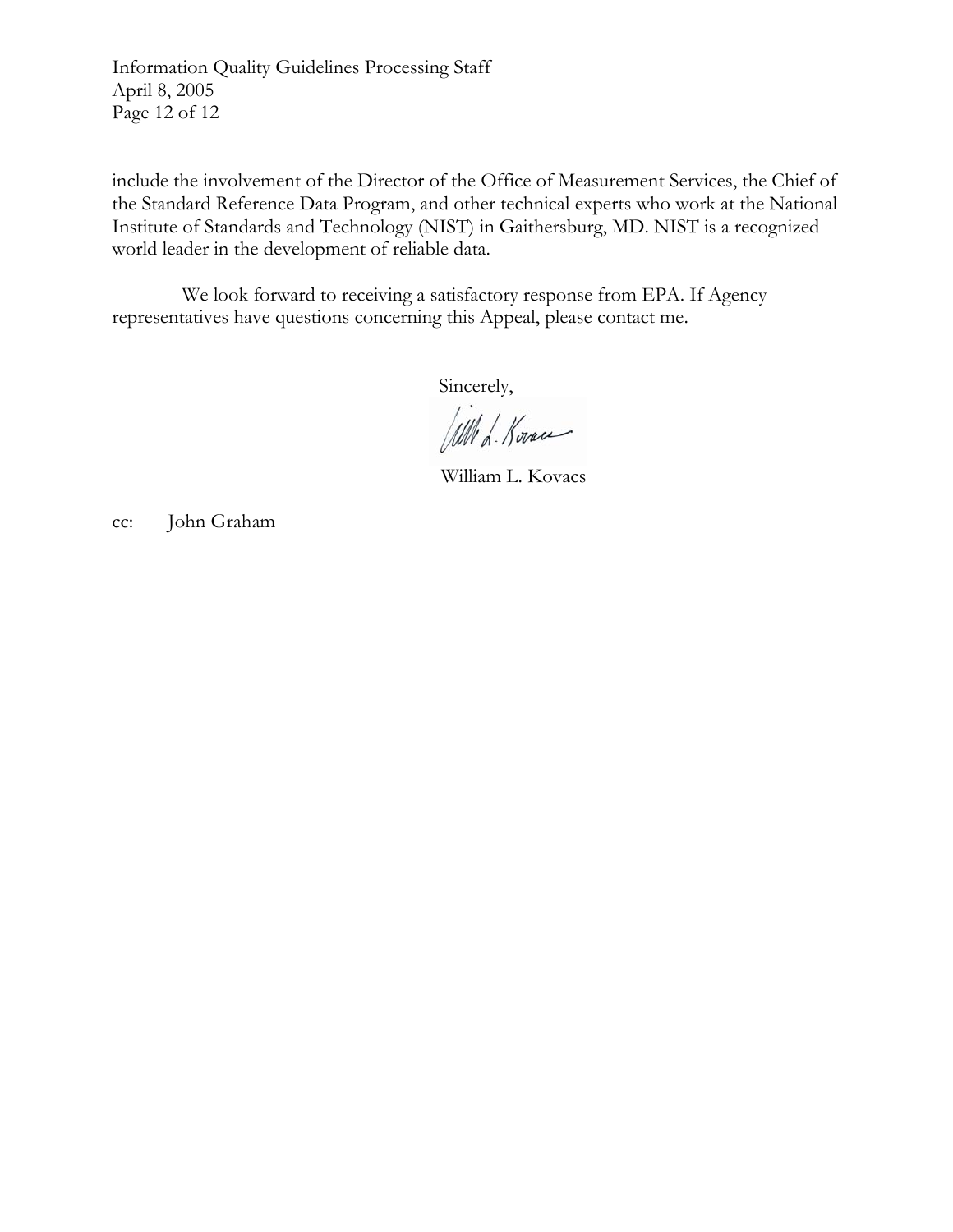include the involvement of the Director of the Office of Measurement Services, the Chief of the Standard Reference Data Program, and other technical experts who work at the National Institute of Standards and Technology (NIST) in Gaithersburg, MD. NIST is a recognized world leader in the development of reliable data.

We look forward to receiving a satisfactory response from EPA. If Agency representatives have questions concerning this Appeal, please contact me.

Sincerely,

William L. Kovacs

cc: John Graham